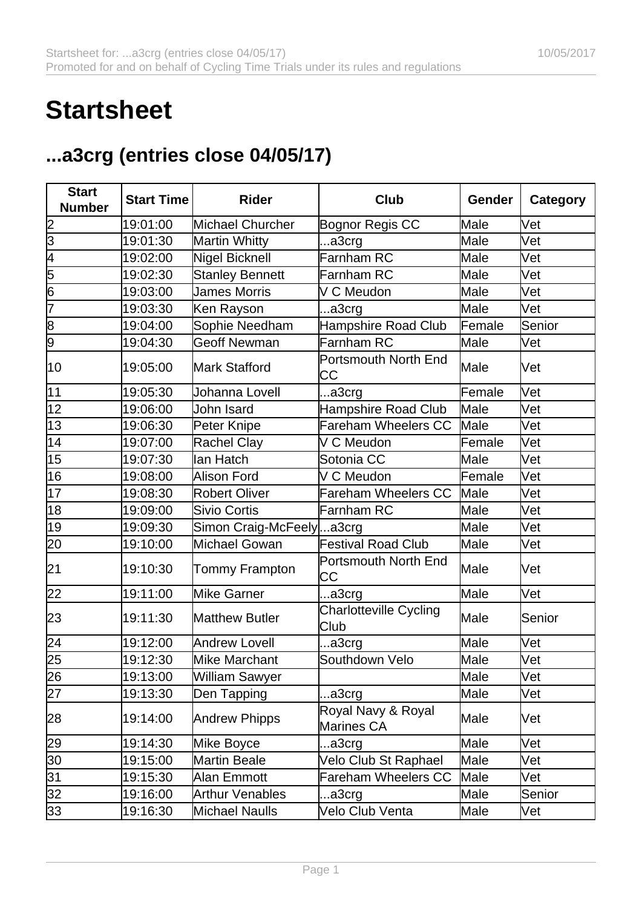# Startsheet

## ...a3crg (entries close 04/05/17)

| Start Number | Start Time | Rider | Club | Gender | Category |
|---|---|---|---|---|---|
| 2 | 19:01:00 | Michael Churcher | Bognor Regis CC | Male | Vet |
| 3 | 19:01:30 | Martin Whitty | ...a3crg | Male | Vet |
| 4 | 19:02:00 | Nigel Bicknell | Farnham RC | Male | Vet |
| 5 | 19:02:30 | Stanley Bennett | Farnham RC | Male | Vet |
| 6 | 19:03:00 | James Morris | V C Meudon | Male | Vet |
| 7 | 19:03:30 | Ken Rayson | ...a3crg | Male | Vet |
| 8 | 19:04:00 | Sophie Needham | Hampshire Road Club | Female | Senior |
| 9 | 19:04:30 | Geoff Newman | Farnham RC | Male | Vet |
| 10 | 19:05:00 | Mark Stafford | Portsmouth North End CC | Male | Vet |
| 11 | 19:05:30 | Johanna Lovell | ...a3crg | Female | Vet |
| 12 | 19:06:00 | John Isard | Hampshire Road Club | Male | Vet |
| 13 | 19:06:30 | Peter Knipe | Fareham Wheelers CC | Male | Vet |
| 14 | 19:07:00 | Rachel Clay | V C Meudon | Female | Vet |
| 15 | 19:07:30 | Ian Hatch | Sotonia CC | Male | Vet |
| 16 | 19:08:00 | Alison Ford | V C Meudon | Female | Vet |
| 17 | 19:08:30 | Robert Oliver | Fareham Wheelers CC | Male | Vet |
| 18 | 19:09:00 | Sivio Cortis | Farnham RC | Male | Vet |
| 19 | 19:09:30 | Simon Craig-McFeely | ...a3crg | Male | Vet |
| 20 | 19:10:00 | Michael Gowan | Festival Road Club | Male | Vet |
| 21 | 19:10:30 | Tommy Frampton | Portsmouth North End CC | Male | Vet |
| 22 | 19:11:00 | Mike Garner | ...a3crg | Male | Vet |
| 23 | 19:11:30 | Matthew Butler | Charlotteville Cycling Club | Male | Senior |
| 24 | 19:12:00 | Andrew Lovell | ...a3crg | Male | Vet |
| 25 | 19:12:30 | Mike Marchant | Southdown Velo | Male | Vet |
| 26 | 19:13:00 | William Sawyer | | Male | Vet |
| 27 | 19:13:30 | Den Tapping | ...a3crg | Male | Vet |
| 28 | 19:14:00 | Andrew Phipps | Royal Navy & Royal Marines CA | Male | Vet |
| 29 | 19:14:30 | Mike Boyce | ...a3crg | Male | Vet |
| 30 | 19:15:00 | Martin Beale | Velo Club St Raphael | Male | Vet |
| 31 | 19:15:30 | Alan Emmott | Fareham Wheelers CC | Male | Vet |
| 32 | 19:16:00 | Arthur Venables | ...a3crg | Male | Senior |
| 33 | 19:16:30 | Michael Naulls | Velo Club Venta | Male | Vet |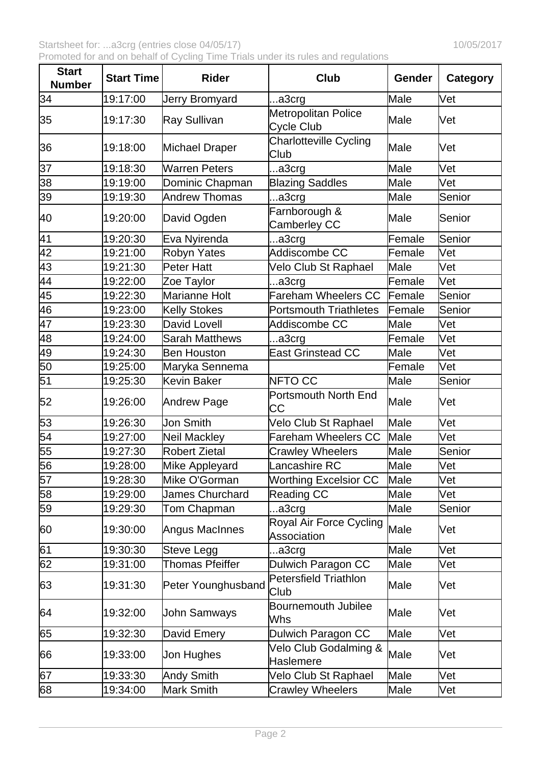| Start Number | Start Time | Rider | Club | Gender | Category |
|---|---|---|---|---|---|
| 34 | 19:17:00 | Jerry Bromyard | ...a3crg | Male | Vet |
| 35 | 19:17:30 | Ray Sullivan | Metropolitan Police Cycle Club | Male | Vet |
| 36 | 19:18:00 | Michael Draper | Charlotteville Cycling Club | Male | Vet |
| 37 | 19:18:30 | Warren Peters | ...a3crg | Male | Vet |
| 38 | 19:19:00 | Dominic Chapman | Blazing Saddles | Male | Vet |
| 39 | 19:19:30 | Andrew Thomas | ...a3crg | Male | Senior |
| 40 | 19:20:00 | David Ogden | Farnborough & Camberley CC | Male | Senior |
| 41 | 19:20:30 | Eva Nyirenda | ...a3crg | Female | Senior |
| 42 | 19:21:00 | Robyn Yates | Addiscombe CC | Female | Vet |
| 43 | 19:21:30 | Peter Hatt | Velo Club St Raphael | Male | Vet |
| 44 | 19:22:00 | Zoe Taylor | ...a3crg | Female | Vet |
| 45 | 19:22:30 | Marianne Holt | Fareham Wheelers CC | Female | Senior |
| 46 | 19:23:00 | Kelly Stokes | Portsmouth Triathletes | Female | Senior |
| 47 | 19:23:30 | David Lovell | Addiscombe CC | Male | Vet |
| 48 | 19:24:00 | Sarah Matthews | ...a3crg | Female | Vet |
| 49 | 19:24:30 | Ben Houston | East Grinstead CC | Male | Vet |
| 50 | 19:25:00 | Maryka Sennema | | Female | Vet |
| 51 | 19:25:30 | Kevin Baker | NFTO CC | Male | Senior |
| 52 | 19:26:00 | Andrew Page | Portsmouth North End CC | Male | Vet |
| 53 | 19:26:30 | Jon Smith | Velo Club St Raphael | Male | Vet |
| 54 | 19:27:00 | Neil Mackley | Fareham Wheelers CC | Male | Vet |
| 55 | 19:27:30 | Robert Zietal | Crawley Wheelers | Male | Senior |
| 56 | 19:28:00 | Mike Appleyard | Lancashire RC | Male | Vet |
| 57 | 19:28:30 | Mike O'Gorman | Worthing Excelsior CC | Male | Vet |
| 58 | 19:29:00 | James Churchard | Reading CC | Male | Vet |
| 59 | 19:29:30 | Tom Chapman | ...a3crg | Male | Senior |
| 60 | 19:30:00 | Angus MacInnes | Royal Air Force Cycling Association | Male | Vet |
| 61 | 19:30:30 | Steve Legg | ...a3crg | Male | Vet |
| 62 | 19:31:00 | Thomas Pfeiffer | Dulwich Paragon CC | Male | Vet |
| 63 | 19:31:30 | Peter Younghusband | Petersfield Triathlon Club | Male | Vet |
| 64 | 19:32:00 | John Samways | Bournemouth Jubilee Whs | Male | Vet |
| 65 | 19:32:30 | David Emery | Dulwich Paragon CC | Male | Vet |
| 66 | 19:33:00 | Jon Hughes | Velo Club Godalming & Haslemere | Male | Vet |
| 67 | 19:33:30 | Andy Smith | Velo Club St Raphael | Male | Vet |
| 68 | 19:34:00 | Mark Smith | Crawley Wheelers | Male | Vet |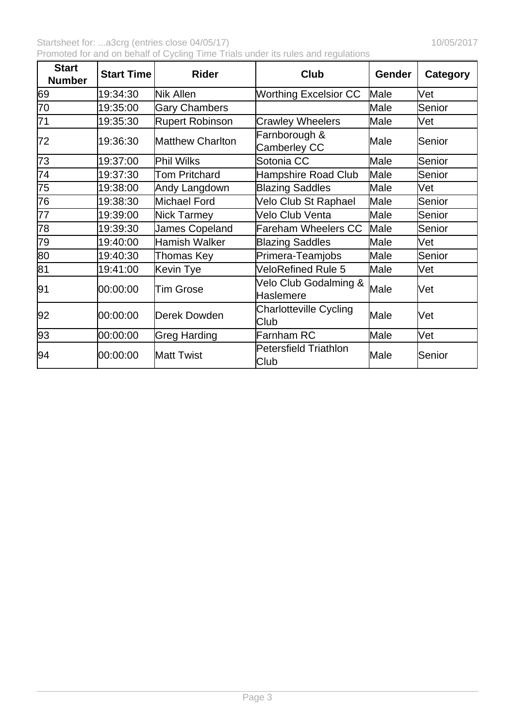| Start Number | Start Time | Rider | Club | Gender | Category |
|---|---|---|---|---|---|
| 69 | 19:34:30 | Nik Allen | Worthing Excelsior CC | Male | Vet |
| 70 | 19:35:00 | Gary Chambers | | Male | Senior |
| 71 | 19:35:30 | Rupert Robinson | Crawley Wheelers | Male | Vet |
| 72 | 19:36:30 | Matthew Charlton | Farnborough & Camberley CC | Male | Senior |
| 73 | 19:37:00 | Phil Wilks | Sotonia CC | Male | Senior |
| 74 | 19:37:30 | Tom Pritchard | Hampshire Road Club | Male | Senior |
| 75 | 19:38:00 | Andy Langdown | Blazing Saddles | Male | Vet |
| 76 | 19:38:30 | Michael Ford | Velo Club St Raphael | Male | Senior |
| 77 | 19:39:00 | Nick Tarmey | Velo Club Venta | Male | Senior |
| 78 | 19:39:30 | James Copeland | Fareham Wheelers CC | Male | Senior |
| 79 | 19:40:00 | Hamish Walker | Blazing Saddles | Male | Vet |
| 80 | 19:40:30 | Thomas Key | Primera-Teamjobs | Male | Senior |
| 81 | 19:41:00 | Kevin Tye | VeloRefined Rule 5 | Male | Vet |
| 91 | 00:00:00 | Tim Grose | Velo Club Godalming & Haslemere | Male | Vet |
| 92 | 00:00:00 | Derek Dowden | Charlotteville Cycling Club | Male | Vet |
| 93 | 00:00:00 | Greg Harding | Farnham RC | Male | Vet |
| 94 | 00:00:00 | Matt Twist | Petersfield Triathlon Club | Male | Senior |